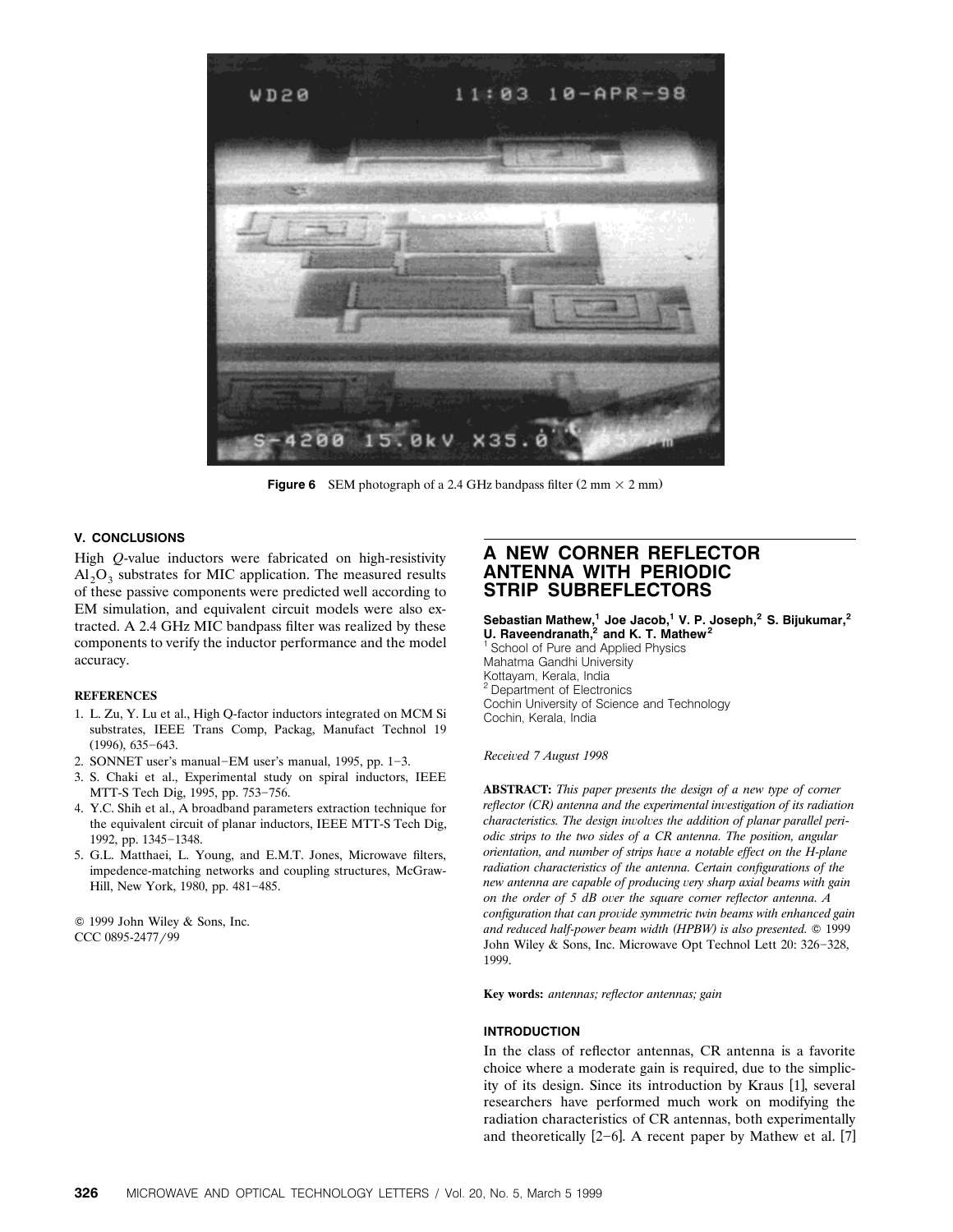Figure 6 SEM photograph of a 2.4 GHz bandpass filter (2 mm × 2 mm)

### V. CONCLUSIONS

High $Q$-value inductors were fabricated on high-resistivity $Al_2O_3$ substrates for MIC application. The measured results of these passive components were predicted well according to EM simulation, and equivalent circuit models were also extracted. A 2.4 GHz MIC bandpass filter was realized by these components to verify the inductor performance and the model accuracy.

### REFERENCES

1. L. Zu, Y. Lu et al., High Q-factor inductors integrated on MCM Si substrates, IEEE Trans Comp, Packag, Manufact Technol 19 (1996), 635–643.
2. SONNET user's manual–EM user's manual, 1995, pp. 1–3.
3. S. Chaki et al., Experimental study on spiral inductors, IEEE MTT-S Tech Dig, 1995, pp. 753–756.
4. Y.C. Shih et al., A broadband parameters extraction technique for the equivalent circuit of planar inductors, IEEE MTT-S Tech Dig, 1992, pp. 1345–1348.
5. G.L. Matthaei, L. Young, and E.M.T. Jones, Microwave filters, impedence-matching networks and coupling structures, McGraw-Hill, New York, 1980, pp. 481–485.

© 1999 John Wiley & Sons, Inc.
CCC 0895-2477/99

# A NEW CORNER REFLECTOR ANTENNA WITH PERIODIC STRIP SUBREFLECTORS

**Sebastian Mathew,[1] Joe Jacob,[1] V. P. Joseph,[2] S. Bijukumar,[2] U. Raveendranath,[2] and K. T. Mathew[2]**

[1] School of Pure and Applied Physics
Mahatma Gandhi University
Kottayam, Kerala, India
[2] Department of Electronics
Cochin University of Science and Technology
Cochin, Kerala, India

*Received 7 August 1998*

**ABSTRACT:** *This paper presents the design of a new type of corner reflector (CR) antenna and the experimental investigation of its radiation characteristics. The design involves the addition of planar parallel periodic strips to the two sides of a CR antenna. The position, angular orientation, and number of strips have a notable effect on the H-plane radiation characteristics of the antenna. Certain configurations of the new antenna are capable of producing very sharp axial beams with gain on the order of 5 dB over the square corner reflector antenna. A configuration that can provide symmetric twin beams with enhanced gain and reduced half-power beam width (HPBW) is also presented.* © 1999 John Wiley & Sons, Inc. Microwave Opt Technol Lett 20: 326–328, 1999.

**Key words:** *antennas; reflector antennas; gain*

### INTRODUCTION

In the class of reflector antennas, CR antenna is a favorite choice where a moderate gain is required, due to the simplicity of its design. Since its introduction by Kraus [1], several researchers have performed much work on modifying the radiation characteristics of CR antennas, both experimentally and theoretically [2–6]. A recent paper by Mathew et al. [7]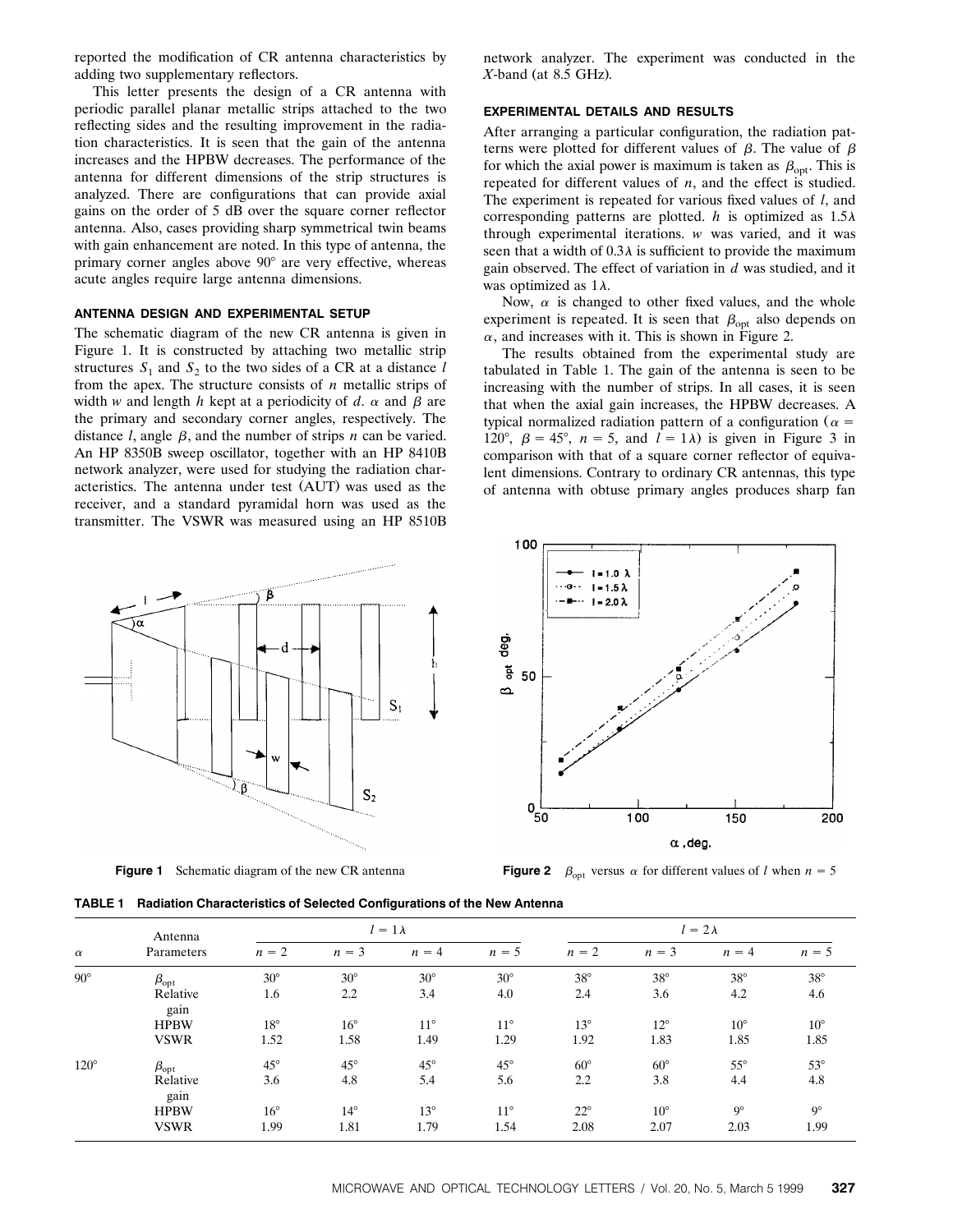reported the modification of CR antenna characteristics by adding two supplementary reflectors.

This letter presents the design of a CR antenna with periodic parallel planar metallic strips attached to the two reflecting sides and the resulting improvement in the radiation characteristics. It is seen that the gain of the antenna increases and the HPBW decreases. The performance of the antenna for different dimensions of the strip structures is analyzed. There are configurations that can provide axial gains on the order of 5 dB over the square corner reflector antenna. Also, cases providing sharp symmetrical twin beams with gain enhancement are noted. In this type of antenna, the primary corner angles above 90° are very effective, whereas acute angles require large antenna dimensions.

## ANTENNA DESIGN AND EXPERIMENTAL SETUP

The schematic diagram of the new CR antenna is given in Figure 1. It is constructed by attaching two metallic strip structures $S_1$ and $S_2$ to the two sides of a CR at a distance $l$ from the apex. The structure consists of $n$ metallic strips of width $w$ and length $h$ kept at a periodicity of $d$. $\alpha$ and $\beta$ are the primary and secondary corner angles, respectively. The distance $l$, angle $\beta$, and the number of strips $n$ can be varied. An HP 8350B sweep oscillator, together with an HP 8410B network analyzer, were used for studying the radiation characteristics. The antenna under test (AUT) was used as the receiver, and a standard pyramidal horn was used as the transmitter. The VSWR was measured using an HP 8510B network analyzer. The experiment was conducted in the $X$-band (at 8.5 GHz).

## EXPERIMENTAL DETAILS AND RESULTS

After arranging a particular configuration, the radiation patterns were plotted for different values of $\beta$. The value of $\beta$ for which the axial power is maximum is taken as $\beta_{opt}$. This is repeated for different values of $n$, and the effect is studied. The experiment is repeated for various fixed values of $l$, and corresponding patterns are plotted. $h$ is optimized as $1.5\lambda$ through experimental iterations. $w$ was varied, and it was seen that a width of $0.3\lambda$ is sufficient to provide the maximum gain observed. The effect of variation in $d$ was studied, and it was optimized as $1\lambda$.

Now, $\alpha$ is changed to other fixed values, and the whole experiment is repeated. It is seen that $\beta_{opt}$ also depends on $\alpha$, and increases with it. This is shown in Figure 2.

The results obtained from the experimental study are tabulated in Table 1. The gain of the antenna is seen to be increasing with the number of strips. In all cases, it is seen that when the axial gain increases, the HPBW decreases. A typical normalized radiation pattern of a configuration ($\alpha = 120°$, $\beta = 45°$, $n = 5$, and $l = 1\lambda$) is given in Figure 3 in comparison with that of a square corner reflector of equivalent dimensions. Contrary to ordinary CR antennas, this type of antenna with obtuse primary angles produces sharp fan

**Figure 1** Schematic diagram of the new CR antenna

**Figure 2** $\beta_{opt}$ versus $\alpha$ for different values of $l$ when $n = 5$

**TABLE 1 Radiation Characteristics of Selected Configurations of the New Antenna**

| $\alpha$ | Antenna Parameters | $l = 1\lambda$ | | | | $l = 2\lambda$ | | | |
|---|---|---|---|---|---|---|---|---|---|
| | | $n = 2$ | $n = 3$ | $n = 4$ | $n = 5$ | $n = 2$ | $n = 3$ | $n = 4$ | $n = 5$ |
| 90° | $\beta_{opt}$ | 30° | 30° | 30° | 30° | 38° | 38° | 38° | 38° |
| | Relative gain | 1.6 | 2.2 | 3.4 | 4.0 | 2.4 | 3.6 | 4.2 | 4.6 |
| | HPBW | 18° | 16° | 11° | 11° | 13° | 12° | 10° | 10° |
| | VSWR | 1.52 | 1.58 | 1.49 | 1.29 | 1.92 | 1.83 | 1.85 | 1.85 |
| 120° | $\beta_{opt}$ | 45° | 45° | 45° | 45° | 60° | 60° | 55° | 53° |
| | Relative gain | 3.6 | 4.8 | 5.4 | 5.6 | 2.2 | 3.8 | 4.4 | 4.8 |
| | HPBW | 16° | 14° | 13° | 11° | 22° | 10° | 9° | 9° |
| | VSWR | 1.99 | 1.81 | 1.79 | 1.54 | 2.08 | 2.07 | 2.03 | 1.99 |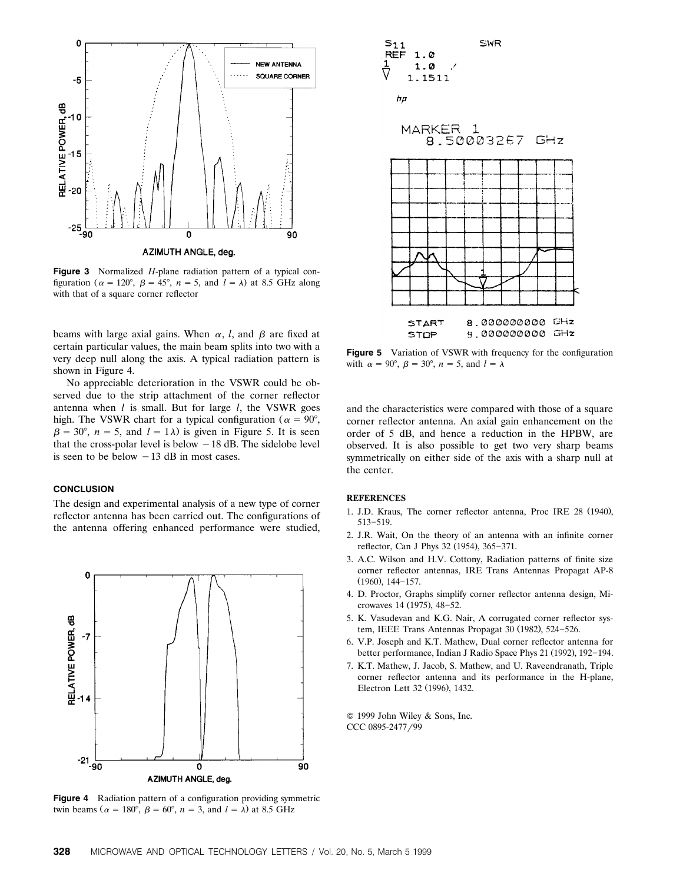0
-5
-10
-15
-20
-25
-90
0
90

RELATIVE POWER, dB

AZIMUTH ANGLE, deg.

NEW ANTENNA

SQUARE CORNER

**Figure 3** Normalized *H*-plane radiation pattern of a typical configuration ($\alpha = 120°$, $\beta = 45°$, $n = 5$, and $l = \lambda$) at 8.5 GHz along with that of a square corner reflector

beams with large axial gains. When $\alpha$, $l$, and $\beta$ are fixed at certain particular values, the main beam splits into two with a very deep null along the axis. A typical radiation pattern is shown in Figure 4.

No appreciable deterioration in the VSWR could be observed due to the strip attachment of the corner reflector antenna when $l$ is small. But for large $l$, the VSWR goes high. The VSWR chart for a typical configuration ($\alpha = 90°$, $\beta = 30°$, $n = 5$, and $l = 1\lambda$) is given in Figure 5. It is seen that the cross-polar level is below $-18$ dB. The sidelobe level is seen to be below $-13$ dB in most cases.

## CONCLUSION

The design and experimental analysis of a new type of corner reflector antenna has been carried out. The configurations of the antenna offering enhanced performance were studied, and the characteristics were compared with those of a square corner reflector antenna. An axial gain enhancement on the order of 5 dB, and hence a reduction in the HPBW, are observed. It is also possible to get two very sharp beams symmetrically on either side of the axis with a sharp null at the center.

0
-7
-14
-21
-90
0
90

RELATIVE POWER, dB

AZIMUTH ANGLE, deg.

**Figure 4** Radiation pattern of a configuration providing symmetric twin beams ($\alpha = 180°$, $\beta = 60°$, $n = 3$, and $l = \lambda$) at 8.5 GHz

S11 SWR
REF 1.0
1 1.0
1.1511

hp

MARKER 1
8.50003267 GHz

START 8.000000000 GHz
STOP 9.000000000 GHz

**Figure 5** Variation of VSWR with frequency for the configuration with $\alpha = 90°$, $\beta = 30°$, $n = 5$, and $l = \lambda$

## REFERENCES

1. J.D. Kraus, The corner reflector antenna, Proc IRE 28 (1940), 513–519.
2. J.R. Wait, On the theory of an antenna with an infinite corner reflector, Can J Phys 32 (1954), 365–371.
3. A.C. Wilson and H.V. Cottony, Radiation patterns of finite size corner reflector antennas, IRE Trans Antennas Propagat AP-8 (1960), 144–157.
4. D. Proctor, Graphs simplify corner reflector antenna design, Microwaves 14 (1975), 48–52.
5. K. Vasudevan and K.G. Nair, A corrugated corner reflector system, IEEE Trans Antennas Propagat 30 (1982), 524–526.
6. V.P. Joseph and K.T. Mathew, Dual corner reflector antenna for better performance, Indian J Radio Space Phys 21 (1992), 192–194.
7. K.T. Mathew, J. Jacob, S. Mathew, and U. Raveendranath, Triple corner reflector antenna and its performance in the H-plane, Electron Lett 32 (1996), 1432.

© 1999 John Wiley & Sons, Inc.
CCC 0895-2477/99